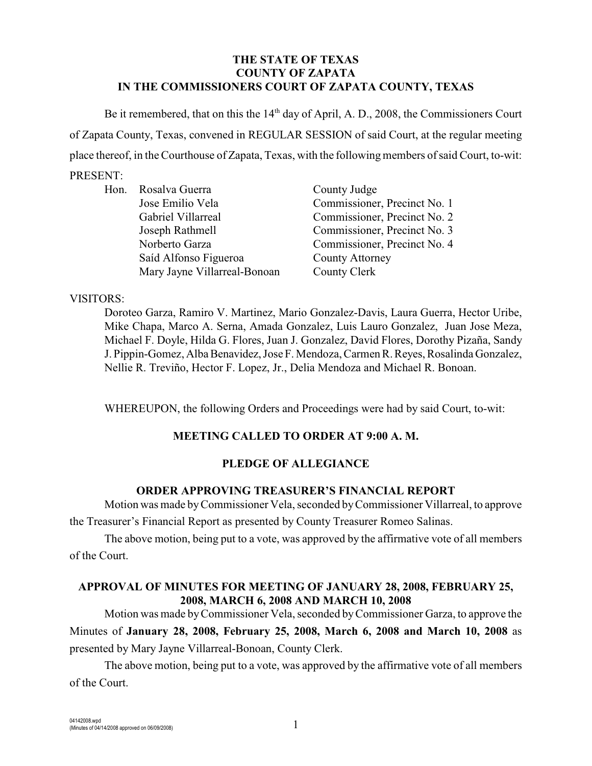**THE STATE OF TEXAS**
**COUNTY OF ZAPATA**
**IN THE COMMISSIONERS COURT OF ZAPATA COUNTY, TEXAS**

Be it remembered, that on this the 14th day of April, A. D., 2008, the Commissioners Court of Zapata County, Texas, convened in REGULAR SESSION of said Court, at the regular meeting place thereof, in the Courthouse of Zapata, Texas, with the following members of said Court, to-wit:

PRESENT:

| | | |
|---|---|---|
| Hon. | Rosalva Guerra | County Judge |
| | Jose Emilio Vela | Commissioner, Precinct No. 1 |
| | Gabriel Villarreal | Commissioner, Precinct No. 2 |
| | Joseph Rathmell | Commissioner, Precinct No. 3 |
| | Norberto Garza | Commissioner, Precinct No. 4 |
| | Saíd Alfonso Figueroa | County Attorney |
| | Mary Jayne Villarreal-Bonoan | County Clerk |

VISITORS:

Doroteo Garza, Ramiro V. Martinez, Mario Gonzalez-Davis, Laura Guerra, Hector Uribe, Mike Chapa, Marco A. Serna, Amada Gonzalez, Luis Lauro Gonzalez, Juan Jose Meza, Michael F. Doyle, Hilda G. Flores, Juan J. Gonzalez, David Flores, Dorothy Pizaña, Sandy J. Pippin-Gomez, Alba Benavidez, Jose F. Mendoza, Carmen R. Reyes, Rosalinda Gonzalez, Nellie R. Treviño, Hector F. Lopez, Jr., Delia Mendoza and Michael R. Bonoan.

WHEREUPON, the following Orders and Proceedings were had by said Court, to-wit:

**MEETING CALLED TO ORDER AT 9:00 A. M.**

**PLEDGE OF ALLEGIANCE**

**ORDER APPROVING TREASURER'S FINANCIAL REPORT**

Motion was made by Commissioner Vela, seconded by Commissioner Villarreal, to approve the Treasurer's Financial Report as presented by County Treasurer Romeo Salinas.

The above motion, being put to a vote, was approved by the affirmative vote of all members of the Court.

**APPROVAL OF MINUTES FOR MEETING OF JANUARY 28, 2008, FEBRUARY 25, 2008, MARCH 6, 2008 AND MARCH 10, 2008**

Motion was made by Commissioner Vela, seconded by Commissioner Garza, to approve the Minutes of **January 28, 2008, February 25, 2008, March 6, 2008 and March 10, 2008** as presented by Mary Jayne Villarreal-Bonoan, County Clerk.

The above motion, being put to a vote, was approved by the affirmative vote of all members of the Court.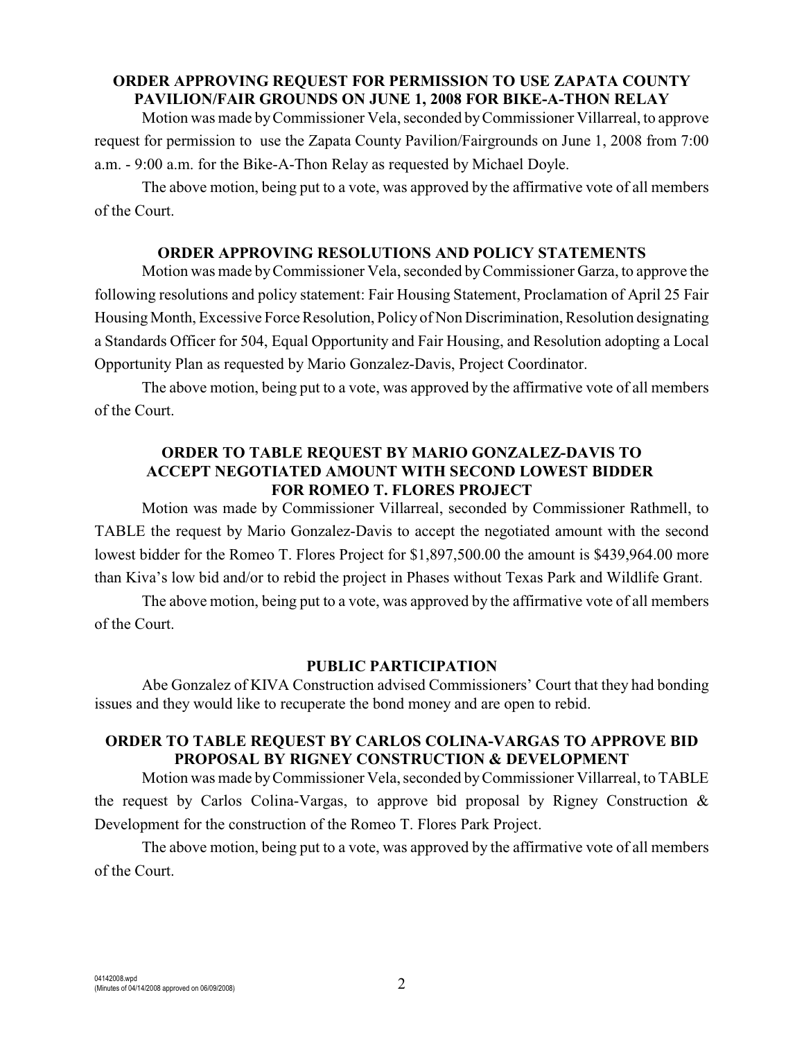### ORDER APPROVING REQUEST FOR PERMISSION TO USE ZAPATA COUNTY PAVILION/FAIR GROUNDS ON JUNE 1, 2008 FOR BIKE-A-THON RELAY

Motion was made by Commissioner Vela, seconded by Commissioner Villarreal, to approve request for permission to use the Zapata County Pavilion/Fairgrounds on June 1, 2008 from 7:00 a.m. - 9:00 a.m. for the Bike-A-Thon Relay as requested by Michael Doyle.

The above motion, being put to a vote, was approved by the affirmative vote of all members of the Court.

### ORDER APPROVING RESOLUTIONS AND POLICY STATEMENTS

Motion was made by Commissioner Vela, seconded by Commissioner Garza, to approve the following resolutions and policy statement: Fair Housing Statement, Proclamation of April 25 Fair Housing Month, Excessive Force Resolution, Policy of Non Discrimination, Resolution designating a Standards Officer for 504, Equal Opportunity and Fair Housing, and Resolution adopting a Local Opportunity Plan as requested by Mario Gonzalez-Davis, Project Coordinator.

The above motion, being put to a vote, was approved by the affirmative vote of all members of the Court.

### ORDER TO TABLE REQUEST BY MARIO GONZALEZ-DAVIS TO ACCEPT NEGOTIATED AMOUNT WITH SECOND LOWEST BIDDER FOR ROMEO T. FLORES PROJECT

Motion was made by Commissioner Villarreal, seconded by Commissioner Rathmell, to TABLE the request by Mario Gonzalez-Davis to accept the negotiated amount with the second lowest bidder for the Romeo T. Flores Project for $1,897,500.00 the amount is $439,964.00 more than Kiva's low bid and/or to rebid the project in Phases without Texas Park and Wildlife Grant.

The above motion, being put to a vote, was approved by the affirmative vote of all members of the Court.

### PUBLIC PARTICIPATION

Abe Gonzalez of KIVA Construction advised Commissioners' Court that they had bonding issues and they would like to recuperate the bond money and are open to rebid.

### ORDER TO TABLE REQUEST BY CARLOS COLINA-VARGAS TO APPROVE BID PROPOSAL BY RIGNEY CONSTRUCTION & DEVELOPMENT

Motion was made by Commissioner Vela, seconded by Commissioner Villarreal, to TABLE the request by Carlos Colina-Vargas, to approve bid proposal by Rigney Construction & Development for the construction of the Romeo T. Flores Park Project.

The above motion, being put to a vote, was approved by the affirmative vote of all members of the Court.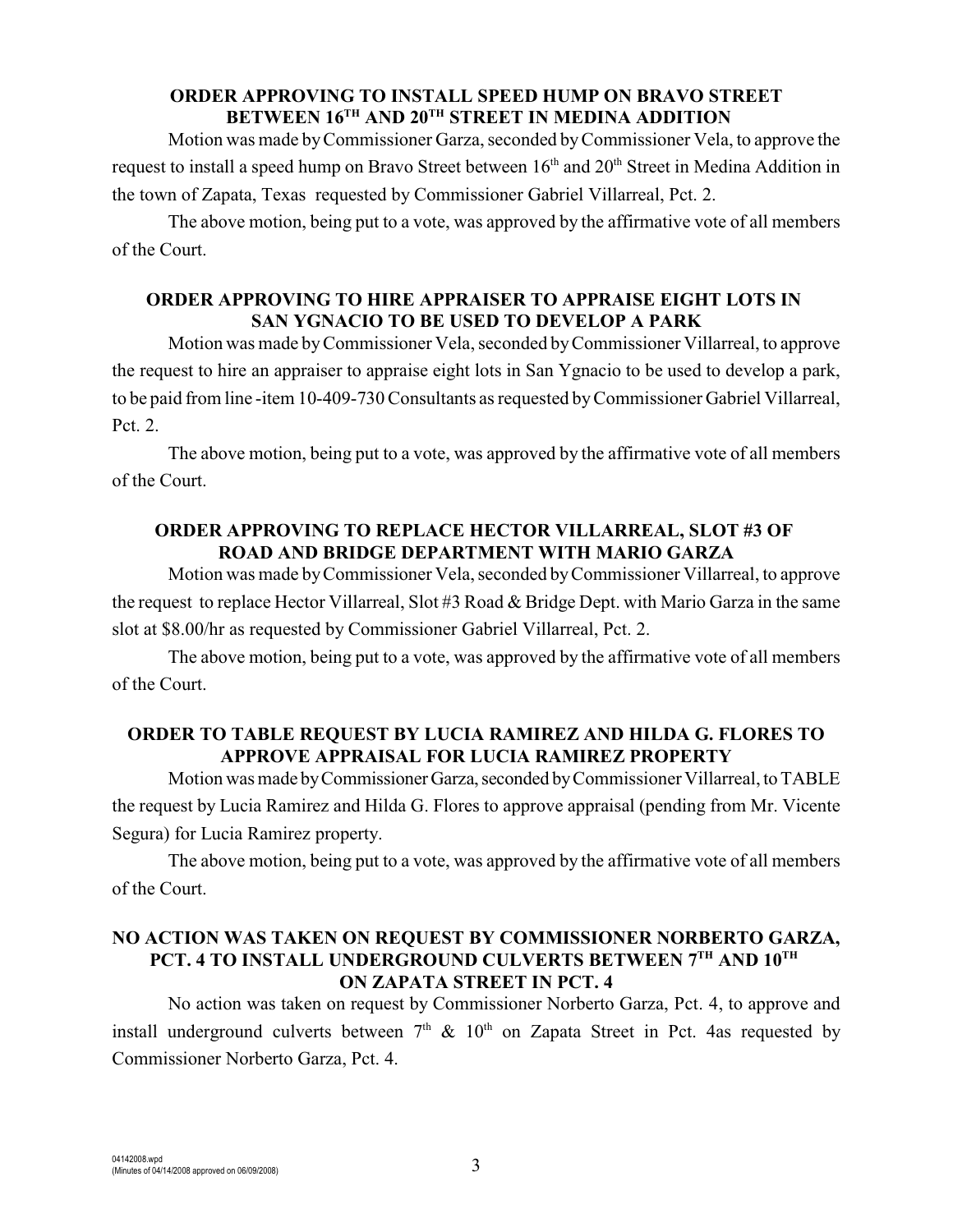**ORDER APPROVING TO INSTALL SPEED HUMP ON BRAVO STREET BETWEEN 16TH AND 20TH STREET IN MEDINA ADDITION**

Motion was made by Commissioner Garza, seconded by Commissioner Vela, to approve the request to install a speed hump on Bravo Street between 16th and 20th Street in Medina Addition in the town of Zapata, Texas requested by Commissioner Gabriel Villarreal, Pct. 2.

The above motion, being put to a vote, was approved by the affirmative vote of all members of the Court.

**ORDER APPROVING TO HIRE APPRAISER TO APPRAISE EIGHT LOTS IN SAN YGNACIO TO BE USED TO DEVELOP A PARK**

Motion was made by Commissioner Vela, seconded by Commissioner Villarreal, to approve the request to hire an appraiser to appraise eight lots in San Ygnacio to be used to develop a park, to be paid from line -item 10-409-730 Consultants as requested by Commissioner Gabriel Villarreal, Pct. 2.

The above motion, being put to a vote, was approved by the affirmative vote of all members of the Court.

**ORDER APPROVING TO REPLACE HECTOR VILLARREAL, SLOT #3 OF ROAD AND BRIDGE DEPARTMENT WITH MARIO GARZA**

Motion was made by Commissioner Vela, seconded by Commissioner Villarreal, to approve the request to replace Hector Villarreal, Slot #3 Road & Bridge Dept. with Mario Garza in the same slot at $8.00/hr as requested by Commissioner Gabriel Villarreal, Pct. 2.

The above motion, being put to a vote, was approved by the affirmative vote of all members of the Court.

**ORDER TO TABLE REQUEST BY LUCIA RAMIREZ AND HILDA G. FLORES TO APPROVE APPRAISAL FOR LUCIA RAMIREZ PROPERTY**

Motion was made by Commissioner Garza, seconded by Commissioner Villarreal, to TABLE the request by Lucia Ramirez and Hilda G. Flores to approve appraisal (pending from Mr. Vicente Segura) for Lucia Ramirez property.

The above motion, being put to a vote, was approved by the affirmative vote of all members of the Court.

**NO ACTION WAS TAKEN ON REQUEST BY COMMISSIONER NORBERTO GARZA, PCT. 4 TO INSTALL UNDERGROUND CULVERTS BETWEEN 7TH AND 10TH ON ZAPATA STREET IN PCT. 4**

No action was taken on request by Commissioner Norberto Garza, Pct. 4, to approve and install underground culverts between 7th & 10th on Zapata Street in Pct. 4as requested by Commissioner Norberto Garza, Pct. 4.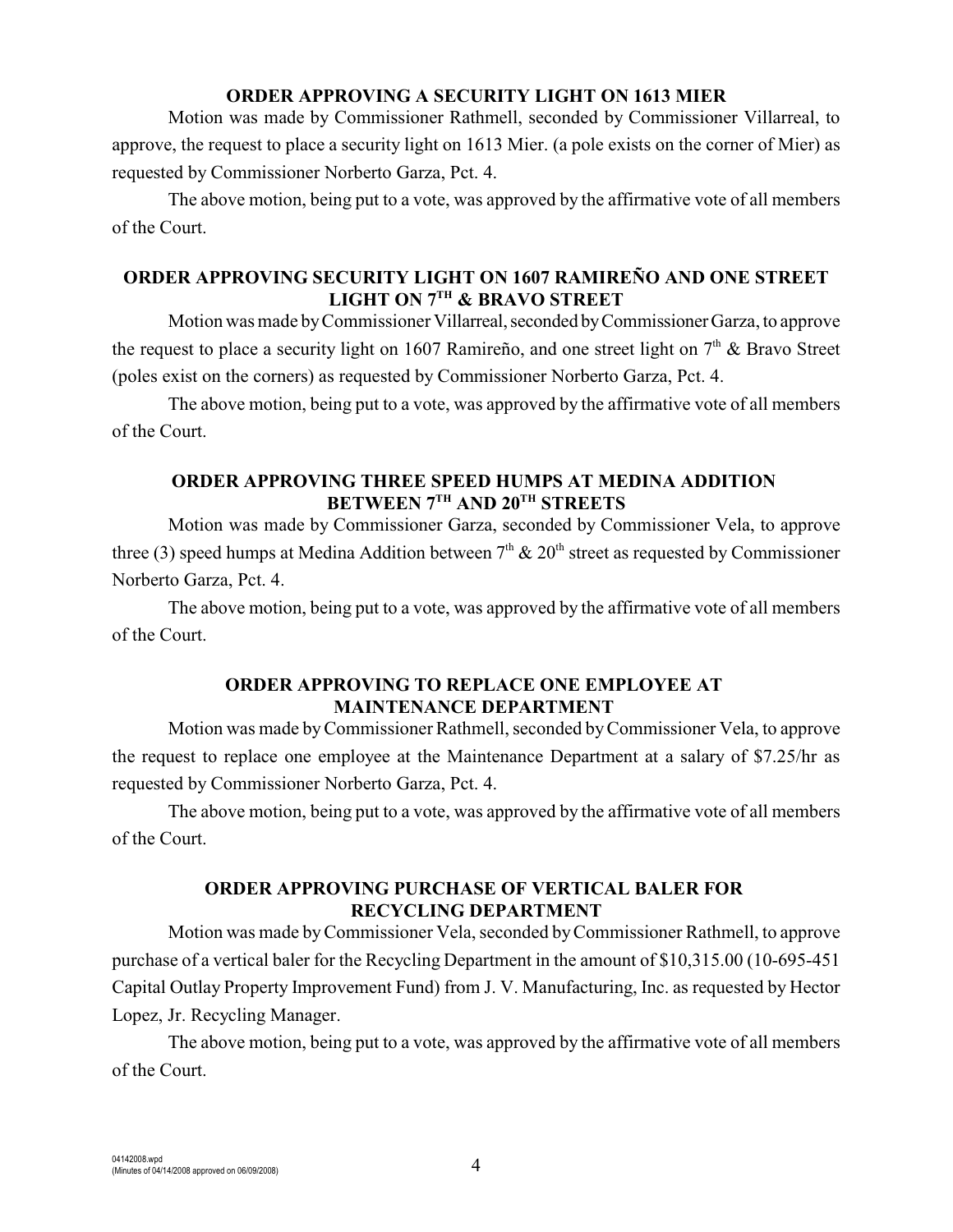### ORDER APPROVING A SECURITY LIGHT ON 1613 MIER

Motion was made by Commissioner Rathmell, seconded by Commissioner Villarreal, to approve, the request to place a security light on 1613 Mier. (a pole exists on the corner of Mier) as requested by Commissioner Norberto Garza, Pct. 4.

The above motion, being put to a vote, was approved by the affirmative vote of all members of the Court.

### ORDER APPROVING SECURITY LIGHT ON 1607 RAMIREÑO AND ONE STREET LIGHT ON 7TH & BRAVO STREET

Motion was made by Commissioner Villarreal, seconded by Commissioner Garza, to approve the request to place a security light on 1607 Ramireño, and one street light on 7th & Bravo Street (poles exist on the corners) as requested by Commissioner Norberto Garza, Pct. 4.

The above motion, being put to a vote, was approved by the affirmative vote of all members of the Court.

### ORDER APPROVING THREE SPEED HUMPS AT MEDINA ADDITION BETWEEN 7TH AND 20TH STREETS

Motion was made by Commissioner Garza, seconded by Commissioner Vela, to approve three (3) speed humps at Medina Addition between 7th & 20th street as requested by Commissioner Norberto Garza, Pct. 4.

The above motion, being put to a vote, was approved by the affirmative vote of all members of the Court.

### ORDER APPROVING TO REPLACE ONE EMPLOYEE AT MAINTENANCE DEPARTMENT

Motion was made by Commissioner Rathmell, seconded by Commissioner Vela, to approve the request to replace one employee at the Maintenance Department at a salary of $7.25/hr as requested by Commissioner Norberto Garza, Pct. 4.

The above motion, being put to a vote, was approved by the affirmative vote of all members of the Court.

### ORDER APPROVING PURCHASE OF VERTICAL BALER FOR RECYCLING DEPARTMENT

Motion was made by Commissioner Vela, seconded by Commissioner Rathmell, to approve purchase of a vertical baler for the Recycling Department in the amount of $10,315.00 (10-695-451 Capital Outlay Property Improvement Fund) from J. V. Manufacturing, Inc. as requested by Hector Lopez, Jr. Recycling Manager.

The above motion, being put to a vote, was approved by the affirmative vote of all members of the Court.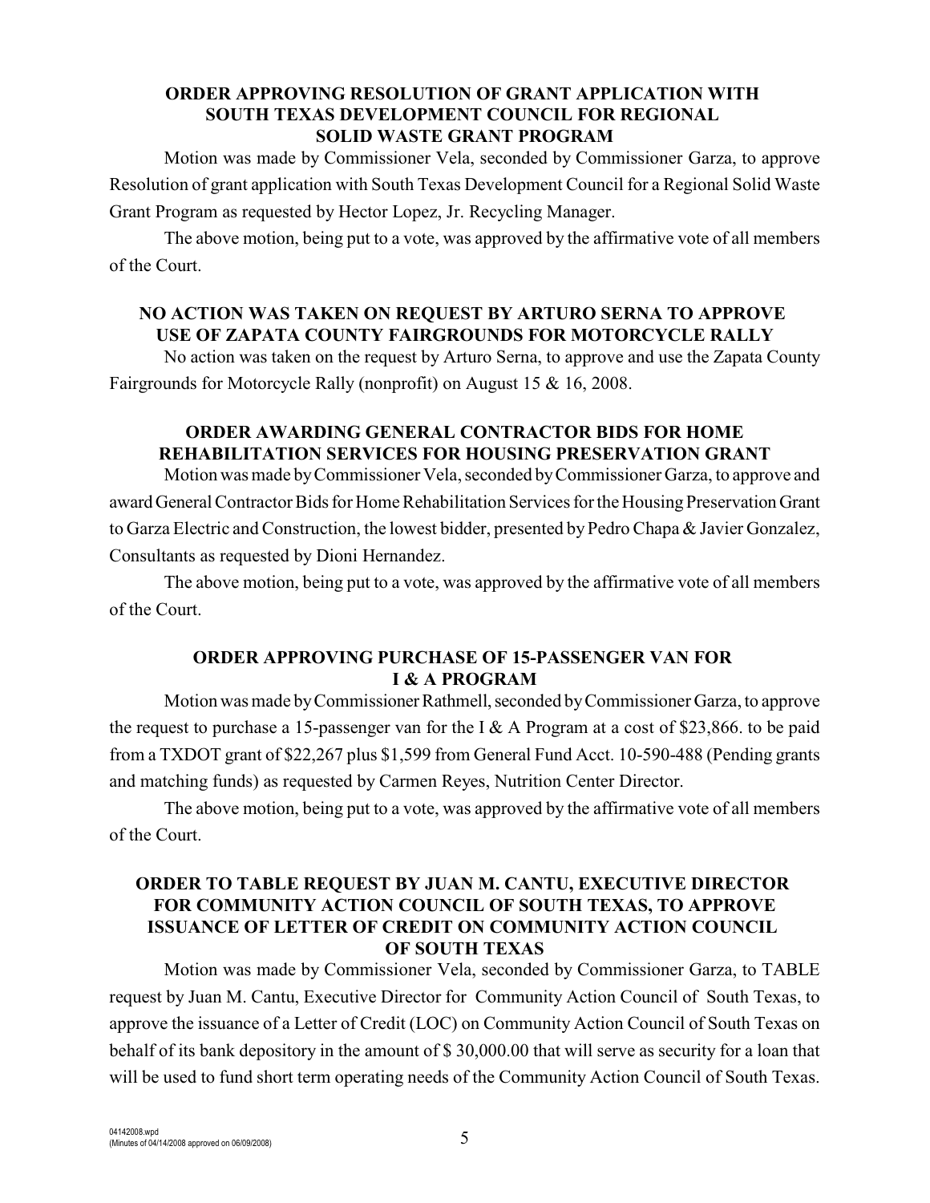**ORDER APPROVING RESOLUTION OF GRANT APPLICATION WITH SOUTH TEXAS DEVELOPMENT COUNCIL FOR REGIONAL SOLID WASTE GRANT PROGRAM**

Motion was made by Commissioner Vela, seconded by Commissioner Garza, to approve Resolution of grant application with South Texas Development Council for a Regional Solid Waste Grant Program as requested by Hector Lopez, Jr. Recycling Manager.

The above motion, being put to a vote, was approved by the affirmative vote of all members of the Court.

**NO ACTION WAS TAKEN ON REQUEST BY ARTURO SERNA TO APPROVE USE OF ZAPATA COUNTY FAIRGROUNDS FOR MOTORCYCLE RALLY**

No action was taken on the request by Arturo Serna, to approve and use the Zapata County Fairgrounds for Motorcycle Rally (nonprofit) on August 15 & 16, 2008.

**ORDER AWARDING GENERAL CONTRACTOR BIDS FOR HOME REHABILITATION SERVICES FOR HOUSING PRESERVATION GRANT**

Motion was made by Commissioner Vela, seconded by Commissioner Garza, to approve and award General Contractor Bids for Home Rehabilitation Services for the Housing Preservation Grant to Garza Electric and Construction, the lowest bidder, presented by Pedro Chapa & Javier Gonzalez, Consultants as requested by Dioni Hernandez.

The above motion, being put to a vote, was approved by the affirmative vote of all members of the Court.

**ORDER APPROVING PURCHASE OF 15-PASSENGER VAN FOR I & A PROGRAM**

Motion was made by Commissioner Rathmell, seconded by Commissioner Garza, to approve the request to purchase a 15-passenger van for the I & A Program at a cost of $23,866. to be paid from a TXDOT grant of $22,267 plus $1,599 from General Fund Acct. 10-590-488 (Pending grants and matching funds) as requested by Carmen Reyes, Nutrition Center Director.

The above motion, being put to a vote, was approved by the affirmative vote of all members of the Court.

**ORDER TO TABLE REQUEST BY JUAN M. CANTU, EXECUTIVE DIRECTOR FOR COMMUNITY ACTION COUNCIL OF SOUTH TEXAS, TO APPROVE ISSUANCE OF LETTER OF CREDIT ON COMMUNITY ACTION COUNCIL OF SOUTH TEXAS**

Motion was made by Commissioner Vela, seconded by Commissioner Garza, to TABLE request by Juan M. Cantu, Executive Director for Community Action Council of South Texas, to approve the issuance of a Letter of Credit (LOC) on Community Action Council of South Texas on behalf of its bank depository in the amount of $ 30,000.00 that will serve as security for a loan that will be used to fund short term operating needs of the Community Action Council of South Texas.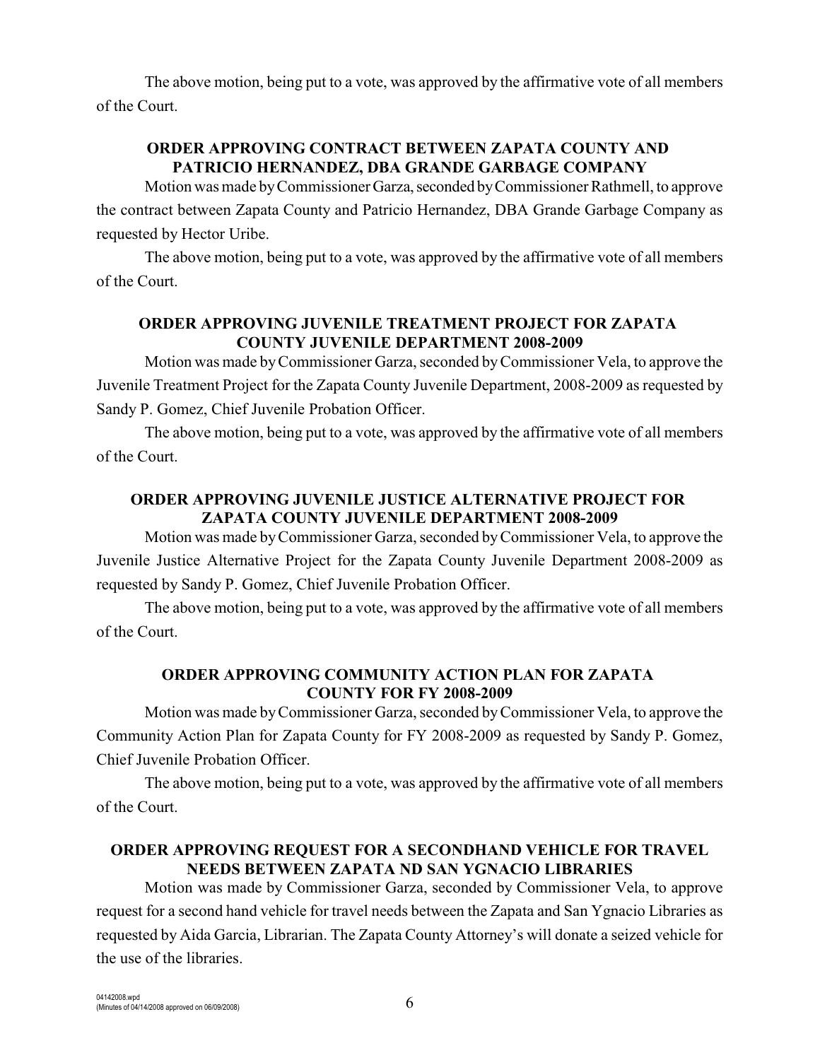The above motion, being put to a vote, was approved by the affirmative vote of all members of the Court.

**ORDER APPROVING CONTRACT BETWEEN ZAPATA COUNTY AND PATRICIO HERNANDEZ, DBA GRANDE GARBAGE COMPANY**

Motion was made by Commissioner Garza, seconded by Commissioner Rathmell, to approve the contract between Zapata County and Patricio Hernandez, DBA Grande Garbage Company as requested by Hector Uribe.

The above motion, being put to a vote, was approved by the affirmative vote of all members of the Court.

**ORDER APPROVING JUVENILE TREATMENT PROJECT FOR ZAPATA COUNTY JUVENILE DEPARTMENT 2008-2009**

Motion was made by Commissioner Garza, seconded by Commissioner Vela, to approve the Juvenile Treatment Project for the Zapata County Juvenile Department, 2008-2009 as requested by Sandy P. Gomez, Chief Juvenile Probation Officer.

The above motion, being put to a vote, was approved by the affirmative vote of all members of the Court.

**ORDER APPROVING JUVENILE JUSTICE ALTERNATIVE PROJECT FOR ZAPATA COUNTY JUVENILE DEPARTMENT 2008-2009**

Motion was made by Commissioner Garza, seconded by Commissioner Vela, to approve the Juvenile Justice Alternative Project for the Zapata County Juvenile Department 2008-2009 as requested by Sandy P. Gomez, Chief Juvenile Probation Officer.

The above motion, being put to a vote, was approved by the affirmative vote of all members of the Court.

**ORDER APPROVING COMMUNITY ACTION PLAN FOR ZAPATA COUNTY FOR FY 2008-2009**

Motion was made by Commissioner Garza, seconded by Commissioner Vela, to approve the Community Action Plan for Zapata County for FY 2008-2009 as requested by Sandy P. Gomez, Chief Juvenile Probation Officer.

The above motion, being put to a vote, was approved by the affirmative vote of all members of the Court.

**ORDER APPROVING REQUEST FOR A SECONDHAND VEHICLE FOR TRAVEL NEEDS BETWEEN ZAPATA ND SAN YGNACIO LIBRARIES**

Motion was made by Commissioner Garza, seconded by Commissioner Vela, to approve request for a second hand vehicle for travel needs between the Zapata and San Ygnacio Libraries as requested by Aida Garcia, Librarian. The Zapata County Attorney's will donate a seized vehicle for the use of the libraries.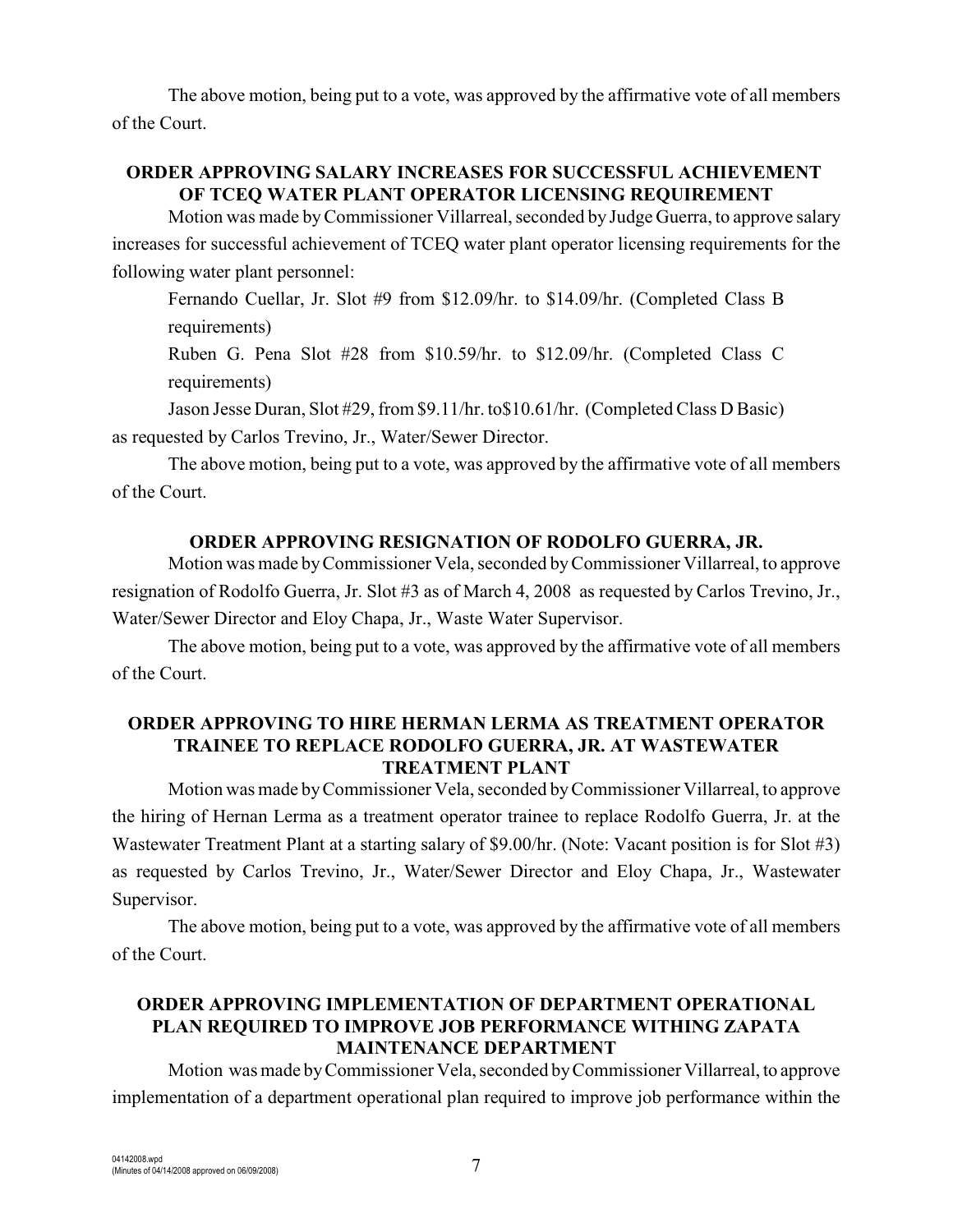The above motion, being put to a vote, was approved by the affirmative vote of all members of the Court.

**ORDER APPROVING SALARY INCREASES FOR SUCCESSFUL ACHIEVEMENT OF TCEQ WATER PLANT OPERATOR LICENSING REQUIREMENT**

Motion was made by Commissioner Villarreal, seconded by Judge Guerra, to approve salary increases for successful achievement of TCEQ water plant operator licensing requirements for the following water plant personnel:

Fernando Cuellar, Jr. Slot #9 from $12.09/hr. to $14.09/hr. (Completed Class B requirements)

Ruben G. Pena Slot #28 from $10.59/hr. to $12.09/hr. (Completed Class C requirements)

Jason Jesse Duran, Slot #29, from $9.11/hr. to$10.61/hr. (Completed Class D Basic)

as requested by Carlos Trevino, Jr., Water/Sewer Director.

The above motion, being put to a vote, was approved by the affirmative vote of all members of the Court.

**ORDER APPROVING RESIGNATION OF RODOLFO GUERRA, JR.**

Motion was made by Commissioner Vela, seconded by Commissioner Villarreal, to approve resignation of Rodolfo Guerra, Jr. Slot #3 as of March 4, 2008 as requested by Carlos Trevino, Jr., Water/Sewer Director and Eloy Chapa, Jr., Waste Water Supervisor.

The above motion, being put to a vote, was approved by the affirmative vote of all members of the Court.

**ORDER APPROVING TO HIRE HERMAN LERMA AS TREATMENT OPERATOR TRAINEE TO REPLACE RODOLFO GUERRA, JR. AT WASTEWATER TREATMENT PLANT**

Motion was made by Commissioner Vela, seconded by Commissioner Villarreal, to approve the hiring of Hernan Lerma as a treatment operator trainee to replace Rodolfo Guerra, Jr. at the Wastewater Treatment Plant at a starting salary of $9.00/hr. (Note: Vacant position is for Slot #3) as requested by Carlos Trevino, Jr., Water/Sewer Director and Eloy Chapa, Jr., Wastewater Supervisor.

The above motion, being put to a vote, was approved by the affirmative vote of all members of the Court.

**ORDER APPROVING IMPLEMENTATION OF DEPARTMENT OPERATIONAL PLAN REQUIRED TO IMPROVE JOB PERFORMANCE WITHING ZAPATA MAINTENANCE DEPARTMENT**

Motion was made by Commissioner Vela, seconded by Commissioner Villarreal, to approve implementation of a department operational plan required to improve job performance within the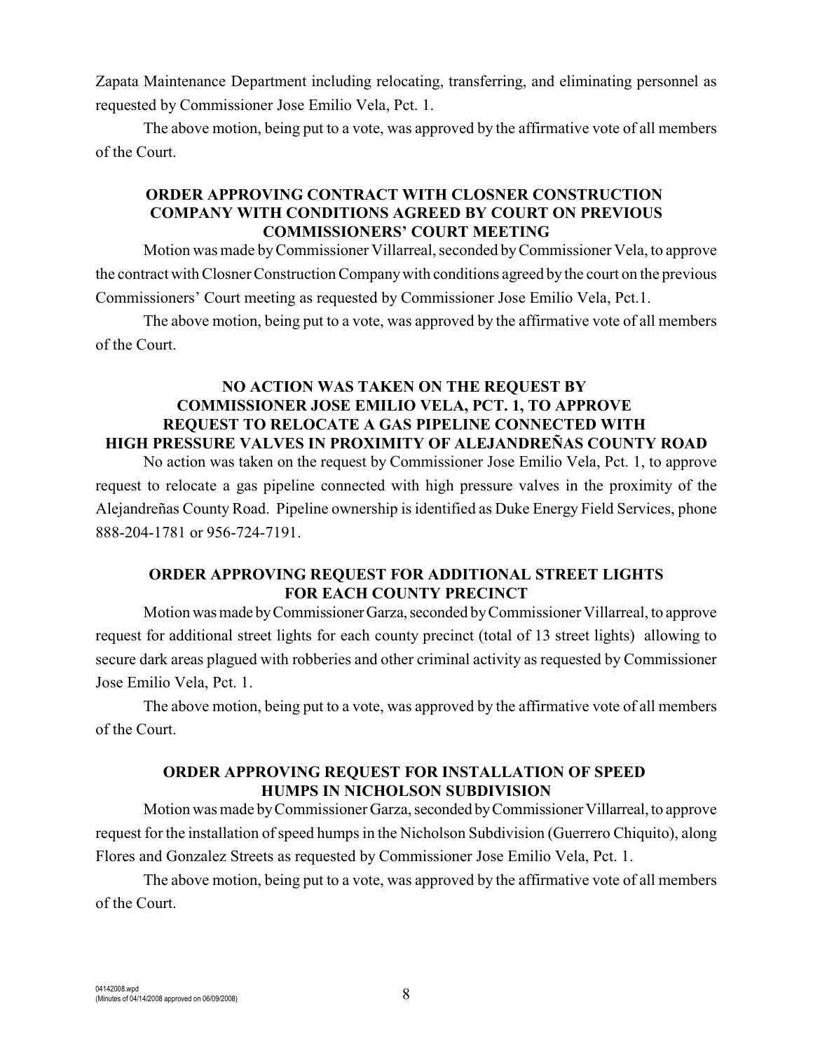Zapata Maintenance Department including relocating, transferring, and eliminating personnel as requested by Commissioner Jose Emilio Vela, Pct. 1.

The above motion, being put to a vote, was approved by the affirmative vote of all members of the Court.

**ORDER APPROVING CONTRACT WITH CLOSNER CONSTRUCTION COMPANY WITH CONDITIONS AGREED BY COURT ON PREVIOUS COMMISSIONERS' COURT MEETING**

Motion was made by Commissioner Villarreal, seconded by Commissioner Vela, to approve the contract with Closner Construction Company with conditions agreed by the court on the previous Commissioners' Court meeting as requested by Commissioner Jose Emilio Vela, Pct.1.

The above motion, being put to a vote, was approved by the affirmative vote of all members of the Court.

**NO ACTION WAS TAKEN ON THE REQUEST BY COMMISSIONER JOSE EMILIO VELA, PCT. 1, TO APPROVE REQUEST TO RELOCATE A GAS PIPELINE CONNECTED WITH HIGH PRESSURE VALVES IN PROXIMITY OF ALEJANDREÑAS COUNTY ROAD**

No action was taken on the request by Commissioner Jose Emilio Vela, Pct. 1, to approve request to relocate a gas pipeline connected with high pressure valves in the proximity of the Alejandreñas County Road. Pipeline ownership is identified as Duke Energy Field Services, phone 888-204-1781 or 956-724-7191.

**ORDER APPROVING REQUEST FOR ADDITIONAL STREET LIGHTS FOR EACH COUNTY PRECINCT**

Motion was made by Commissioner Garza, seconded by Commissioner Villarreal, to approve request for additional street lights for each county precinct (total of 13 street lights) allowing to secure dark areas plagued with robberies and other criminal activity as requested by Commissioner Jose Emilio Vela, Pct. 1.

The above motion, being put to a vote, was approved by the affirmative vote of all members of the Court.

**ORDER APPROVING REQUEST FOR INSTALLATION OF SPEED HUMPS IN NICHOLSON SUBDIVISION**

Motion was made by Commissioner Garza, seconded by Commissioner Villarreal, to approve request for the installation of speed humps in the Nicholson Subdivision (Guerrero Chiquito), along Flores and Gonzalez Streets as requested by Commissioner Jose Emilio Vela, Pct. 1.

The above motion, being put to a vote, was approved by the affirmative vote of all members of the Court.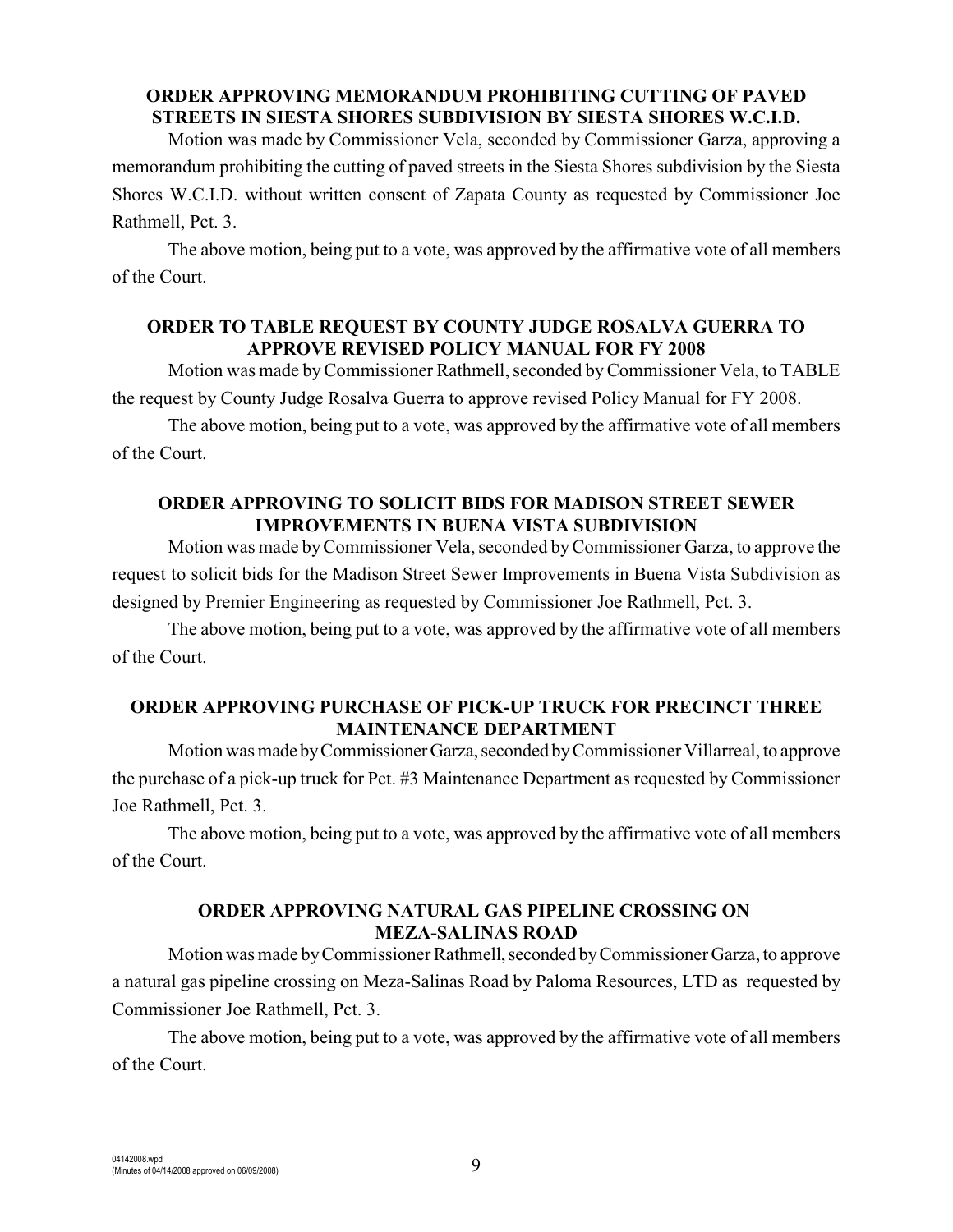**ORDER APPROVING MEMORANDUM PROHIBITING CUTTING OF PAVED STREETS IN SIESTA SHORES SUBDIVISION BY SIESTA SHORES W.C.I.D.**

Motion was made by Commissioner Vela, seconded by Commissioner Garza, approving a memorandum prohibiting the cutting of paved streets in the Siesta Shores subdivision by the Siesta Shores W.C.I.D. without written consent of Zapata County as requested by Commissioner Joe Rathmell, Pct. 3.

The above motion, being put to a vote, was approved by the affirmative vote of all members of the Court.

**ORDER TO TABLE REQUEST BY COUNTY JUDGE ROSALVA GUERRA TO APPROVE REVISED POLICY MANUAL FOR FY 2008**

Motion was made by Commissioner Rathmell, seconded by Commissioner Vela, to TABLE the request by County Judge Rosalva Guerra to approve revised Policy Manual for FY 2008.

The above motion, being put to a vote, was approved by the affirmative vote of all members of the Court.

**ORDER APPROVING TO SOLICIT BIDS FOR MADISON STREET SEWER IMPROVEMENTS IN BUENA VISTA SUBDIVISION**

Motion was made by Commissioner Vela, seconded by Commissioner Garza, to approve the request to solicit bids for the Madison Street Sewer Improvements in Buena Vista Subdivision as designed by Premier Engineering as requested by Commissioner Joe Rathmell, Pct. 3.

The above motion, being put to a vote, was approved by the affirmative vote of all members of the Court.

**ORDER APPROVING PURCHASE OF PICK-UP TRUCK FOR PRECINCT THREE MAINTENANCE DEPARTMENT**

Motion was made by Commissioner Garza, seconded by Commissioner Villarreal, to approve the purchase of a pick-up truck for Pct. #3 Maintenance Department as requested by Commissioner Joe Rathmell, Pct. 3.

The above motion, being put to a vote, was approved by the affirmative vote of all members of the Court.

**ORDER APPROVING NATURAL GAS PIPELINE CROSSING ON MEZA-SALINAS ROAD**

Motion was made by Commissioner Rathmell, seconded by Commissioner Garza, to approve a natural gas pipeline crossing on Meza-Salinas Road by Paloma Resources, LTD as requested by Commissioner Joe Rathmell, Pct. 3.

The above motion, being put to a vote, was approved by the affirmative vote of all members of the Court.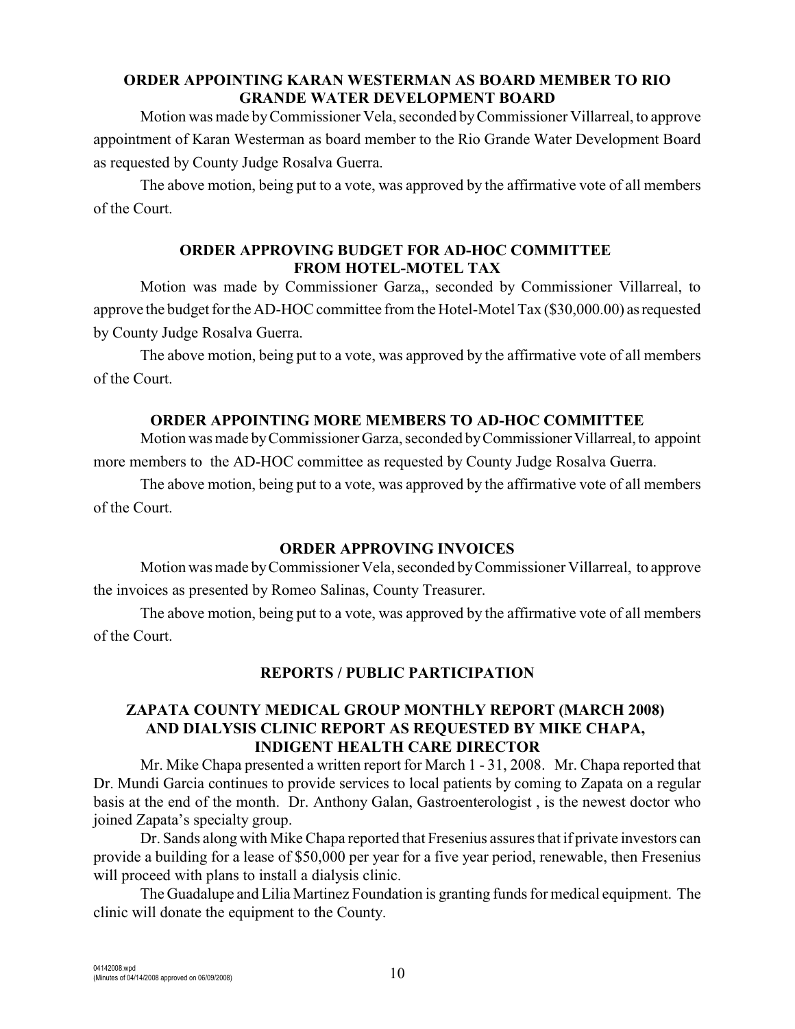**ORDER APPOINTING KARAN WESTERMAN AS BOARD MEMBER TO RIO GRANDE WATER DEVELOPMENT BOARD**

Motion was made by Commissioner Vela, seconded by Commissioner Villarreal, to approve appointment of Karan Westerman as board member to the Rio Grande Water Development Board as requested by County Judge Rosalva Guerra.

The above motion, being put to a vote, was approved by the affirmative vote of all members of the Court.

**ORDER APPROVING BUDGET FOR AD-HOC COMMITTEE FROM HOTEL-MOTEL TAX**

Motion was made by Commissioner Garza,, seconded by Commissioner Villarreal, to approve the budget for the AD-HOC committee from the Hotel-Motel Tax ($30,000.00) as requested by County Judge Rosalva Guerra.

The above motion, being put to a vote, was approved by the affirmative vote of all members of the Court.

**ORDER APPOINTING MORE MEMBERS TO AD-HOC COMMITTEE**

Motion was made by Commissioner Garza, seconded by Commissioner Villarreal, to appoint more members to the AD-HOC committee as requested by County Judge Rosalva Guerra.

The above motion, being put to a vote, was approved by the affirmative vote of all members of the Court.

**ORDER APPROVING INVOICES**

Motion was made by Commissioner Vela, seconded by Commissioner Villarreal, to approve the invoices as presented by Romeo Salinas, County Treasurer.

The above motion, being put to a vote, was approved by the affirmative vote of all members of the Court.

**REPORTS / PUBLIC PARTICIPATION**

**ZAPATA COUNTY MEDICAL GROUP MONTHLY REPORT (MARCH 2008) AND DIALYSIS CLINIC REPORT AS REQUESTED BY MIKE CHAPA, INDIGENT HEALTH CARE DIRECTOR**

Mr. Mike Chapa presented a written report for March 1 - 31, 2008. Mr. Chapa reported that Dr. Mundi Garcia continues to provide services to local patients by coming to Zapata on a regular basis at the end of the month. Dr. Anthony Galan, Gastroenterologist , is the newest doctor who joined Zapata's specialty group.

Dr. Sands along with Mike Chapa reported that Fresenius assures that if private investors can provide a building for a lease of $50,000 per year for a five year period, renewable, then Fresenius will proceed with plans to install a dialysis clinic.

The Guadalupe and Lilia Martinez Foundation is granting funds for medical equipment. The clinic will donate the equipment to the County.

04142008.wpd
(Minutes of 04/14/2008 approved on 06/09/2008)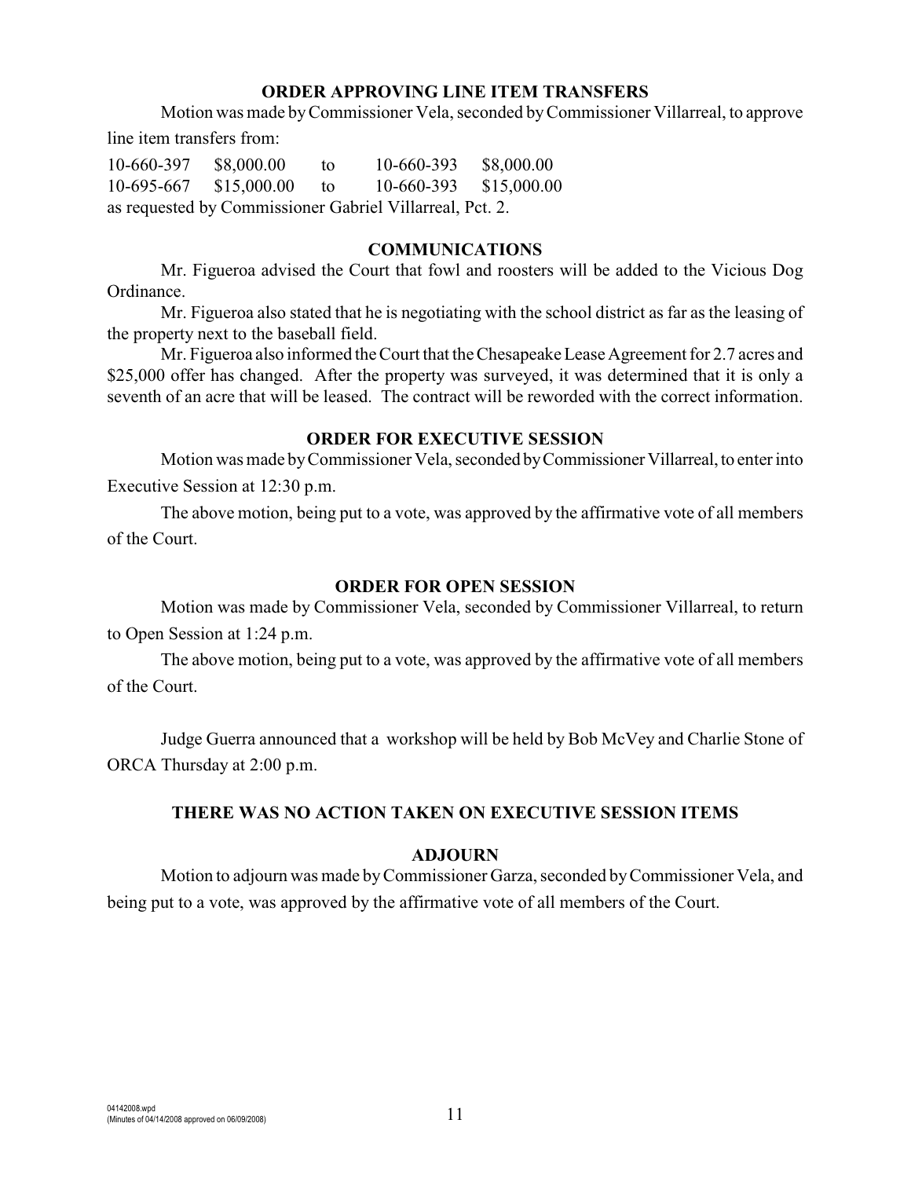**ORDER APPROVING LINE ITEM TRANSFERS**

Motion was made by Commissioner Vela, seconded by Commissioner Villarreal, to approve line item transfers from:

| | | | | |
|---|---|---|---|---|
| 10-660-397 | $8,000.00 | to | 10-660-393 | $8,000.00 |
| 10-695-667 | $15,000.00 | to | 10-660-393 | $15,000.00 |

as requested by Commissioner Gabriel Villarreal, Pct. 2.

**COMMUNICATIONS**

Mr. Figueroa advised the Court that fowl and roosters will be added to the Vicious Dog Ordinance.

Mr. Figueroa also stated that he is negotiating with the school district as far as the leasing of the property next to the baseball field.

Mr. Figueroa also informed the Court that the Chesapeake Lease Agreement for 2.7 acres and $25,000 offer has changed. After the property was surveyed, it was determined that it is only a seventh of an acre that will be leased. The contract will be reworded with the correct information.

**ORDER FOR EXECUTIVE SESSION**

Motion was made by Commissioner Vela, seconded by Commissioner Villarreal, to enter into Executive Session at 12:30 p.m.

The above motion, being put to a vote, was approved by the affirmative vote of all members of the Court.

**ORDER FOR OPEN SESSION**

Motion was made by Commissioner Vela, seconded by Commissioner Villarreal, to return to Open Session at 1:24 p.m.

The above motion, being put to a vote, was approved by the affirmative vote of all members of the Court.

Judge Guerra announced that a workshop will be held by Bob McVey and Charlie Stone of ORCA Thursday at 2:00 p.m.

**THERE WAS NO ACTION TAKEN ON EXECUTIVE SESSION ITEMS**

**ADJOURN**

Motion to adjourn was made by Commissioner Garza, seconded by Commissioner Vela, and being put to a vote, was approved by the affirmative vote of all members of the Court.

04142008.wpd
(Minutes of 04/14/2008 approved on 06/09/2008)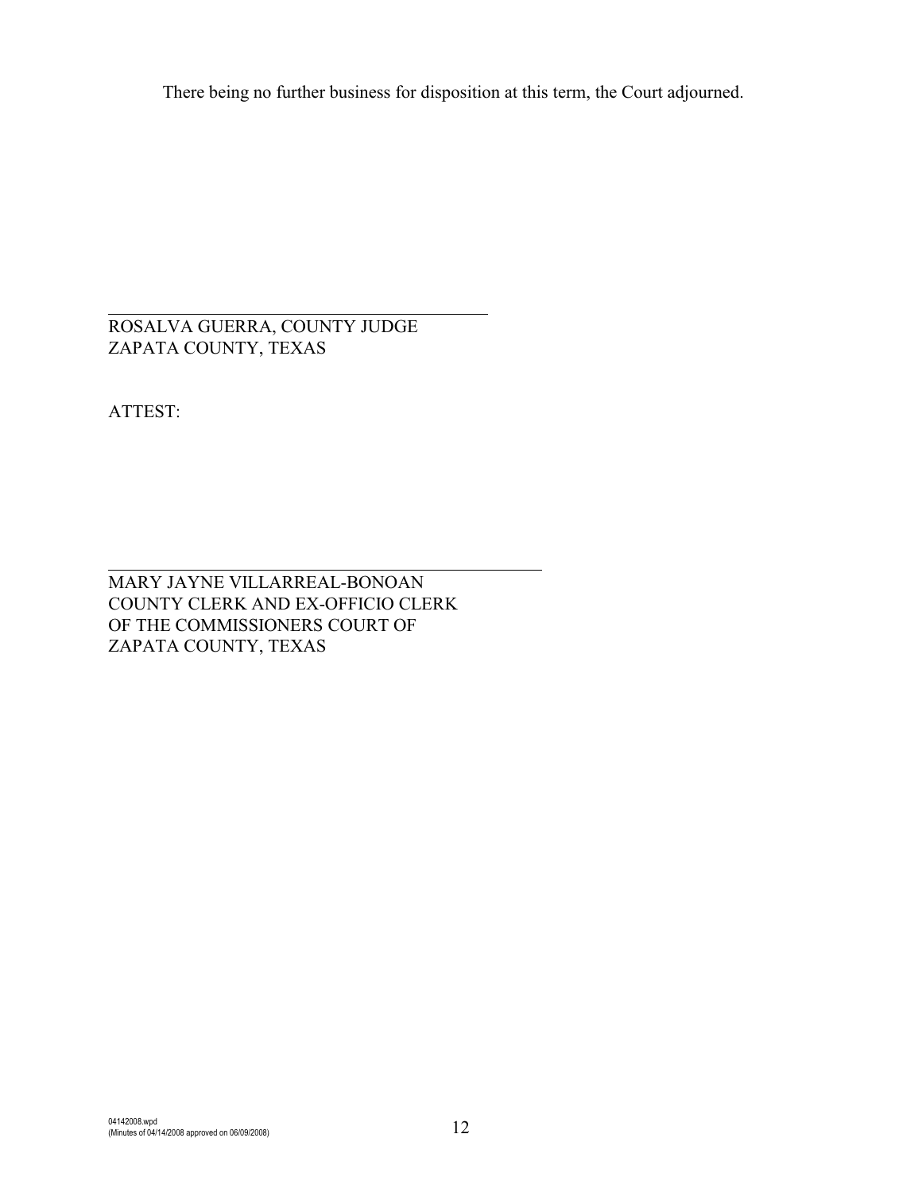There being no further business for disposition at this term, the Court adjourned.

\_\_\_\_\_\_\_\_\_\_\_\_\_\_\_\_\_\_\_\_\_\_\_\_\_\_\_\_\_\_\_\_\_\_\_\_\_\_\_\_

ROSALVA GUERRA, COUNTY JUDGE
ZAPATA COUNTY, TEXAS

ATTEST:

\_\_\_\_\_\_\_\_\_\_\_\_\_\_\_\_\_\_\_\_\_\_\_\_\_\_\_\_\_\_\_\_\_\_\_\_\_\_\_\_\_\_\_\_\_\_

MARY JAYNE VILLARREAL-BONOAN
COUNTY CLERK AND EX-OFFICIO CLERK
OF THE COMMISSIONERS COURT OF
ZAPATA COUNTY, TEXAS

04142008.wpd
(Minutes of 04/14/2008 approved on 06/09/2008)